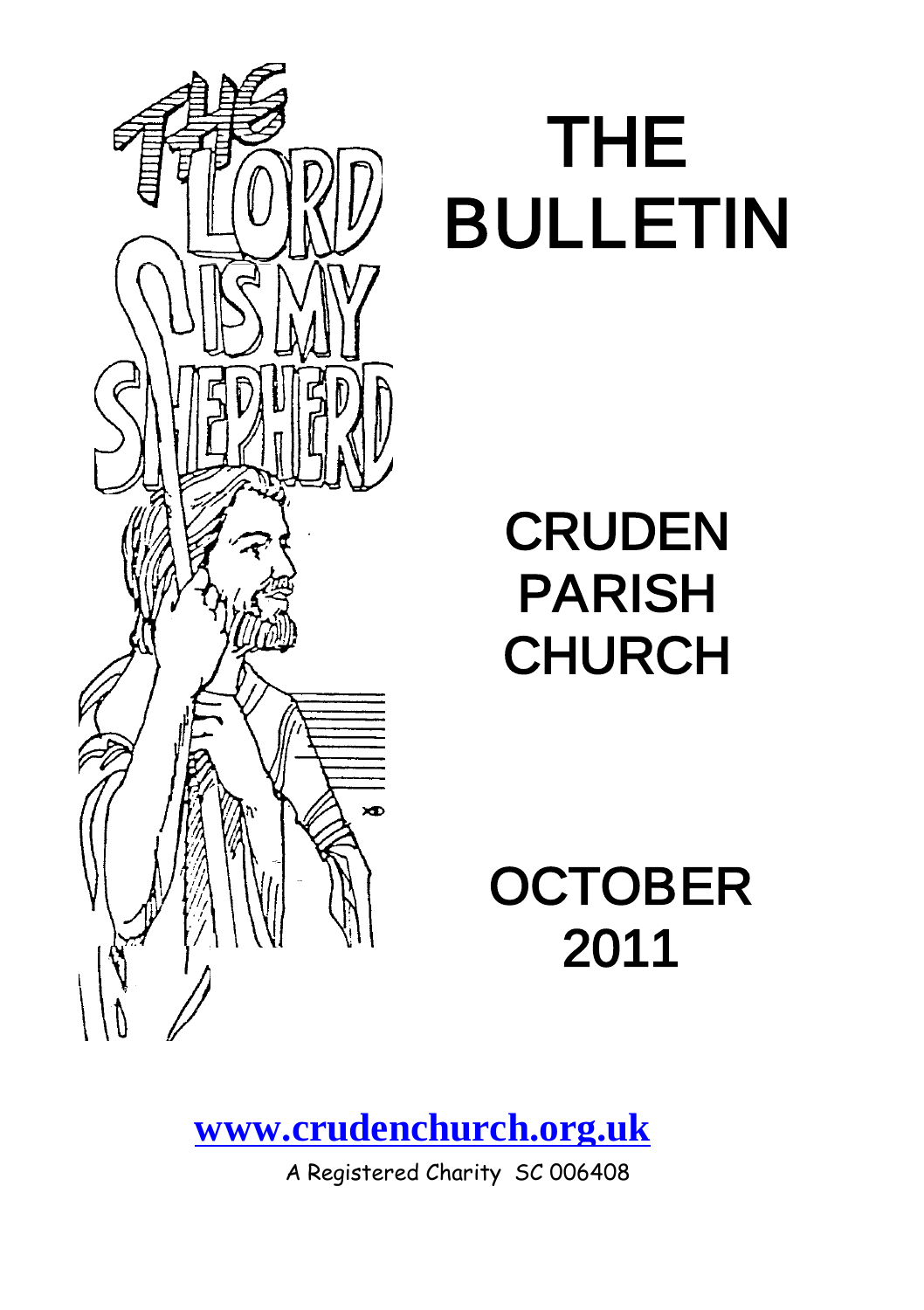# THE BULLETIN

## CRUDEN PARISH CHURCH

## OCTOBER 2011

**[www.crudenchurch.org.uk](http://www.crudenchurch.org.uk)**

A Registered Charity SC 006408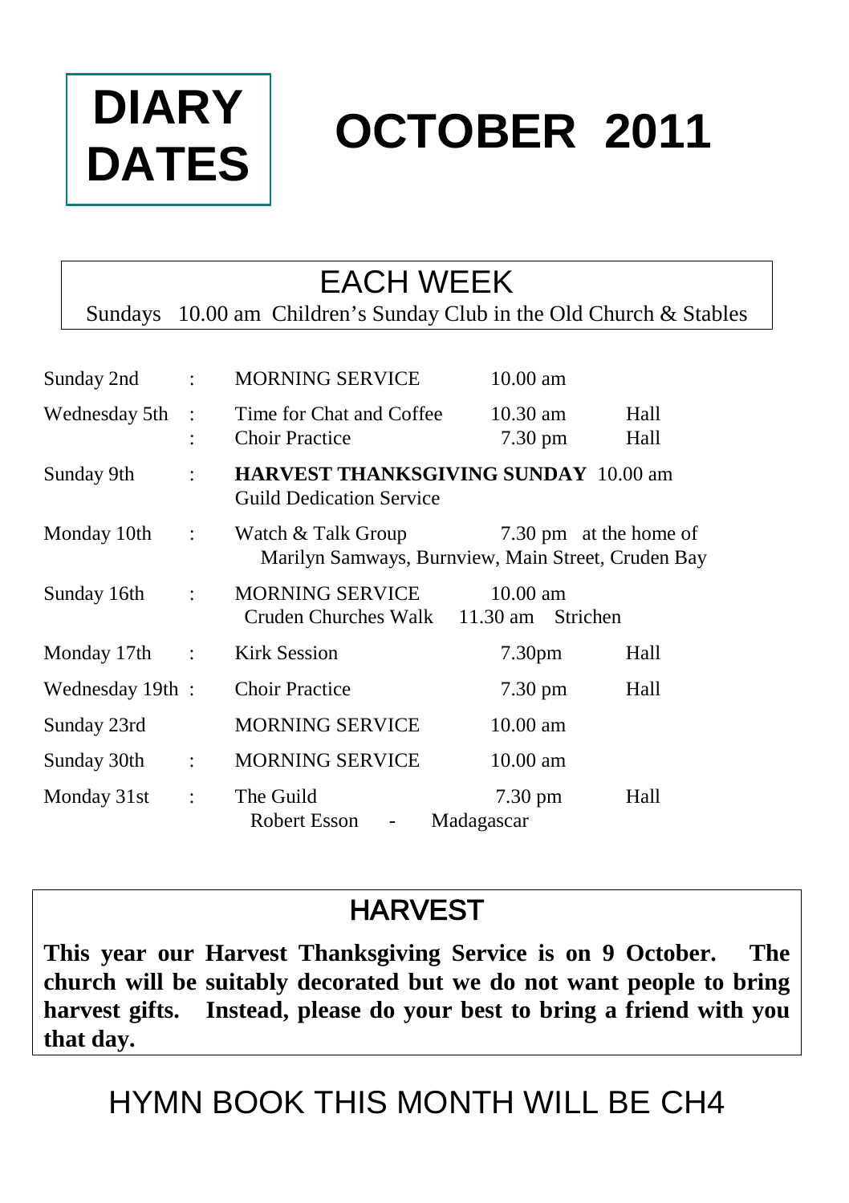# DIARY DATES

# OCTOBER 2011

## EACH WEEK

Sundays 10.00 am Children's Sunday Club in the Old Church & Stables

| Date | | Event | Time | Venue |
|---|---|---|---|---|
| Sunday 2nd | : | MORNING SERVICE | 10.00 am | |
| Wednesday 5th | : | Time for Chat and Coffee | 10.30 am | Hall |
| | : | Choir Practice | 7.30 pm | Hall |
| Sunday 9th | : | **HARVEST THANKSGIVING SUNDAY** 10.00 am<br>Guild Dedication Service | | |
| Monday 10th | : | Watch & Talk Group | 7.30 pm | at the home of Marilyn Samways, Burnview, Main Street, Cruden Bay |
| Sunday 16th | : | MORNING SERVICE | 10.00 am | |
| | | Cruden Churches Walk | 11.30 am | Strichen |
| Monday 17th | : | Kirk Session | 7.30pm | Hall |
| Wednesday 19th | : | Choir Practice | 7.30 pm | Hall |
| Sunday 23rd | | MORNING SERVICE | 10.00 am | |
| Sunday 30th | : | MORNING SERVICE | 10.00 am | |
| Monday 31st | : | The Guild | 7.30 pm | Hall |
| | | Robert Esson - Madagascar | | |

## HARVEST

**This year our Harvest Thanksgiving Service is on 9 October. The church will be suitably decorated but we do not want people to bring harvest gifts. Instead, please do your best to bring a friend with you that day.**

## HYMN BOOK THIS MONTH WILL BE CH4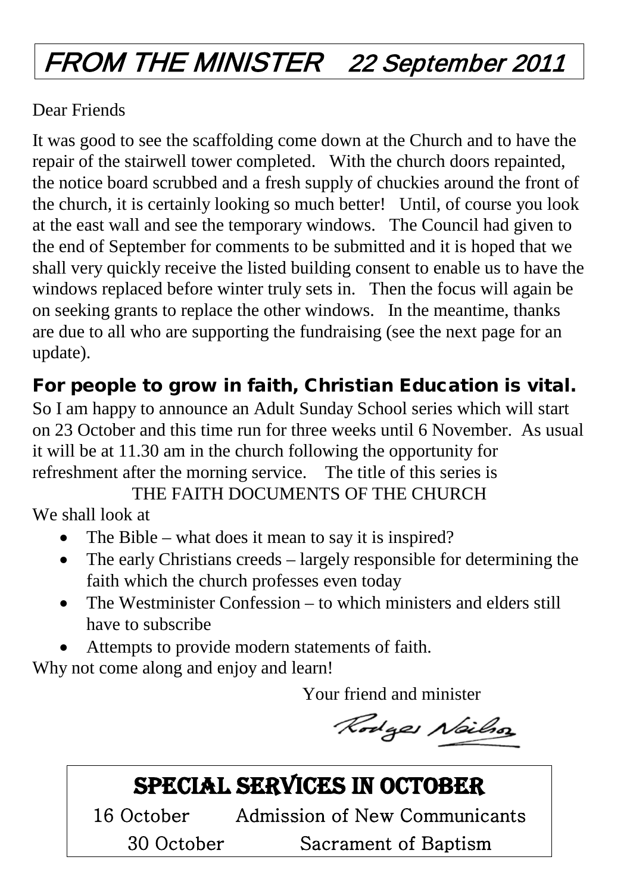# FROM THE MINISTER 22 September 2011

Dear Friends

It was good to see the scaffolding come down at the Church and to have the repair of the stairwell tower completed. With the church doors repainted, the notice board scrubbed and a fresh supply of chuckies around the front of the church, it is certainly looking so much better! Until, of course you look at the east wall and see the temporary windows. The Council had given to the end of September for comments to be submitted and it is hoped that we shall very quickly receive the listed building consent to enable us to have the windows replaced before winter truly sets in. Then the focus will again be on seeking grants to replace the other windows. In the meantime, thanks are due to all who are supporting the fundraising (see the next page for an update).

**For people to grow in faith, Christian Education is vital.**

So I am happy to announce an Adult Sunday School series which will start on 23 October and this time run for three weeks until 6 November. As usual it will be at 11.30 am in the church following the opportunity for refreshment after the morning service. The title of this series is

THE FAITH DOCUMENTS OF THE CHURCH

We shall look at

- The Bible – what does it mean to say it is inspired?
- The early Christians creeds – largely responsible for determining the faith which the church professes even today
- The Westminister Confession – to which ministers and elders still have to subscribe
- Attempts to provide modern statements of faith.

Why not come along and enjoy and learn!

Your friend and minister

Rodger Neilson

## SPECIAL SERVICES IN OCTOBER

16 October Admission of New Communicants

30 October Sacrament of Baptism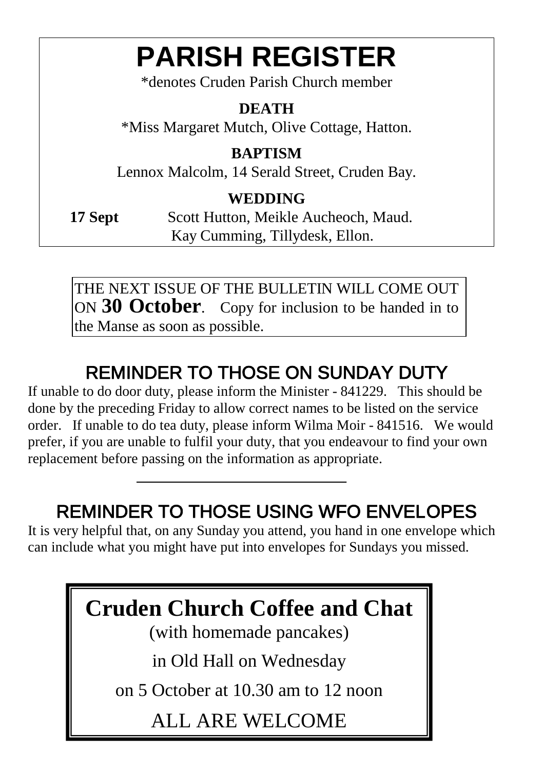# PARISH REGISTER

*denotes Cruden Parish Church member

**DEATH**

*Miss Margaret Mutch, Olive Cottage, Hatton.

**BAPTISM**

Lennox Malcolm, 14 Serald Street, Cruden Bay.

**WEDDING**

**17 Sept** Scott Hutton, Meikle Aucheoch, Maud.
Kay Cumming, Tillydesk, Ellon.

THE NEXT ISSUE OF THE BULLETIN WILL COME OUT ON **30 October**. Copy for inclusion to be handed in to the Manse as soon as possible.

## REMINDER TO THOSE ON SUNDAY DUTY

If unable to do door duty, please inform the Minister - 841229. This should be done by the preceding Friday to allow correct names to be listed on the service order. If unable to do tea duty, please inform Wilma Moir - 841516. We would prefer, if you are unable to fulfil your duty, that you endeavour to find your own replacement before passing on the information as appropriate.

---

## REMINDER TO THOSE USING WFO ENVELOPES

It is very helpful that, on any Sunday you attend, you hand in one envelope which can include what you might have put into envelopes for Sundays you missed.

## Cruden Church Coffee and Chat

(with homemade pancakes)

in Old Hall on Wednesday

on 5 October at 10.30 am to 12 noon

ALL ARE WELCOME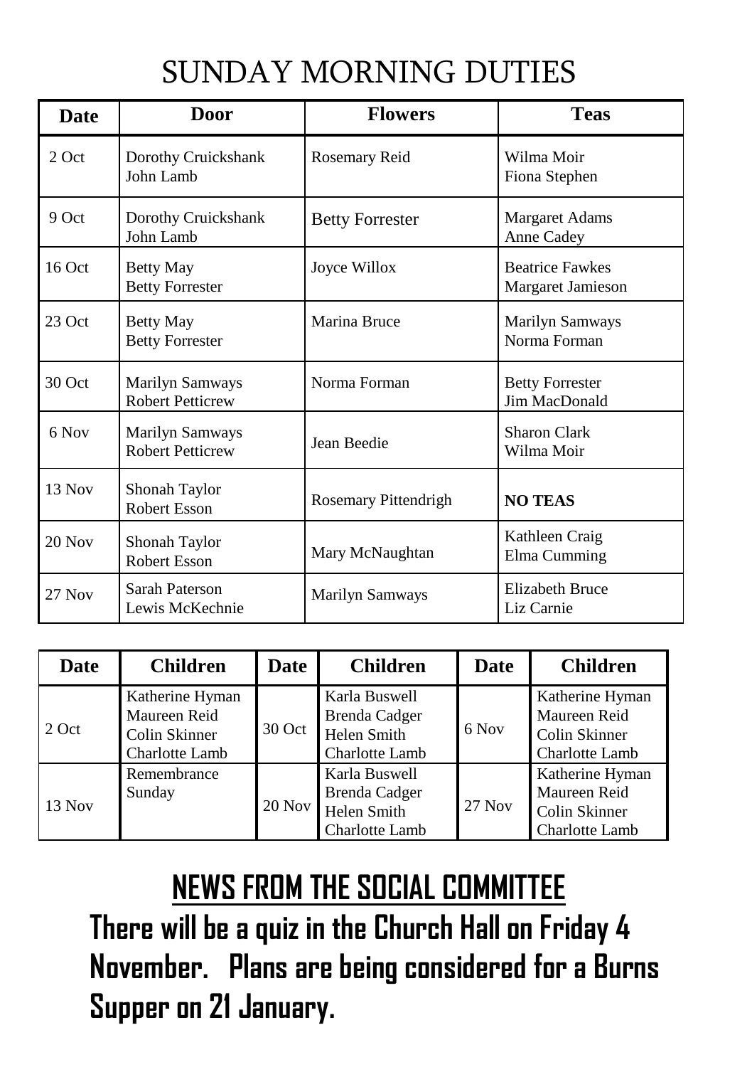# SUNDAY MORNING DUTIES

| Date | Door | Flowers | Teas |
|---|---|---|---|
| 2 Oct | Dorothy Cruickshank<br>John Lamb | Rosemary Reid | Wilma Moir<br>Fiona Stephen |
| 9 Oct | Dorothy Cruickshank<br>John Lamb | Betty Forrester | Margaret Adams<br>Anne Cadey |
| 16 Oct | Betty May<br>Betty Forrester | Joyce Willox | Beatrice Fawkes<br>Margaret Jamieson |
| 23 Oct | Betty May<br>Betty Forrester | Marina Bruce | Marilyn Samways<br>Norma Forman |
| 30 Oct | Marilyn Samways<br>Robert Petticrew | Norma Forman | Betty Forrester<br>Jim MacDonald |
| 6 Nov | Marilyn Samways<br>Robert Petticrew | Jean Beedie | Sharon Clark<br>Wilma Moir |
| 13 Nov | Shonah Taylor<br>Robert Esson | Rosemary Pittendrigh | **NO TEAS** |
| 20 Nov | Shonah Taylor<br>Robert Esson | Mary McNaughtan | Kathleen Craig<br>Elma Cumming |
| 27 Nov | Sarah Paterson<br>Lewis McKechnie | Marilyn Samways | Elizabeth Bruce<br>Liz Carnie |

| Date | Children | Date | Children | Date | Children |
|---|---|---|---|---|---|
| 2 Oct | Katherine Hyman<br>Maureen Reid<br>Colin Skinner<br>Charlotte Lamb | 30 Oct | Karla Buswell<br>Brenda Cadger<br>Helen Smith<br>Charlotte Lamb | 6 Nov | Katherine Hyman<br>Maureen Reid<br>Colin Skinner<br>Charlotte Lamb |
| 13 Nov | Remembrance Sunday | 20 Nov | Karla Buswell<br>Brenda Cadger<br>Helen Smith<br>Charlotte Lamb | 27 Nov | Katherine Hyman<br>Maureen Reid<br>Colin Skinner<br>Charlotte Lamb |

## NEWS FROM THE SOCIAL COMMITTEE

**There will be a quiz in the Church Hall on Friday 4 November. Plans are being considered for a Burns Supper on 21 January.**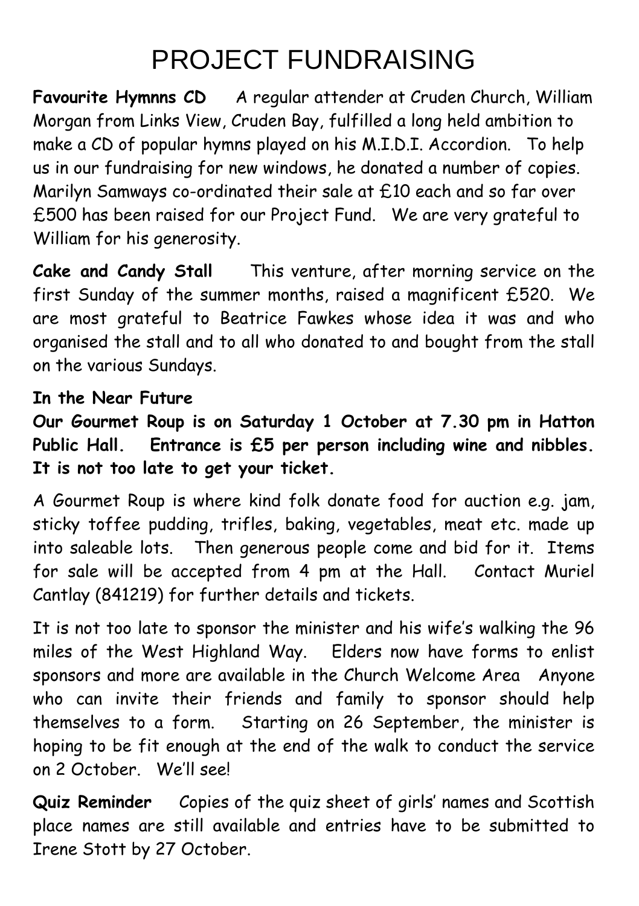# PROJECT FUNDRAISING

**Favourite Hymnns CD** A regular attender at Cruden Church, William Morgan from Links View, Cruden Bay, fulfilled a long held ambition to make a CD of popular hymns played on his M.I.D.I. Accordion. To help us in our fundraising for new windows, he donated a number of copies. Marilyn Samways co-ordinated their sale at £10 each and so far over £500 has been raised for our Project Fund. We are very grateful to William for his generosity.

**Cake and Candy Stall** This venture, after morning service on the first Sunday of the summer months, raised a magnificent £520. We are most grateful to Beatrice Fawkes whose idea it was and who organised the stall and to all who donated to and bought from the stall on the various Sundays.

**In the Near Future**

**Our Gourmet Roup is on Saturday 1 October at 7.30 pm in Hatton Public Hall. Entrance is £5 per person including wine and nibbles. It is not too late to get your ticket.**

A Gourmet Roup is where kind folk donate food for auction e.g. jam, sticky toffee pudding, trifles, baking, vegetables, meat etc. made up into saleable lots. Then generous people come and bid for it. Items for sale will be accepted from 4 pm at the Hall. Contact Muriel Cantlay (841219) for further details and tickets.

It is not too late to sponsor the minister and his wife's walking the 96 miles of the West Highland Way. Elders now have forms to enlist sponsors and more are available in the Church Welcome Area Anyone who can invite their friends and family to sponsor should help themselves to a form. Starting on 26 September, the minister is hoping to be fit enough at the end of the walk to conduct the service on 2 October. We'll see!

**Quiz Reminder** Copies of the quiz sheet of girls' names and Scottish place names are still available and entries have to be submitted to Irene Stott by 27 October.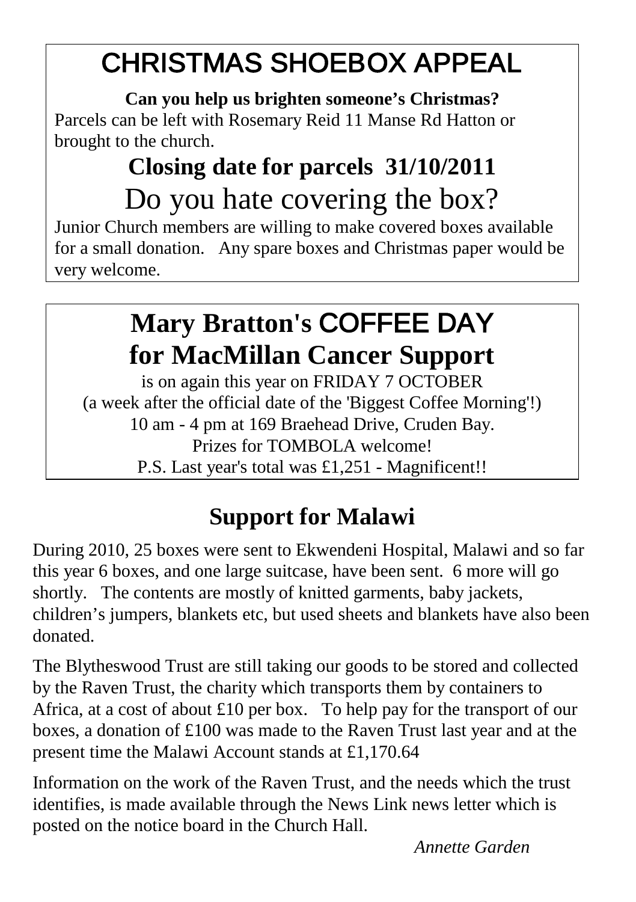# CHRISTMAS SHOEBOX APPEAL

**Can you help us brighten someone's Christmas?**

Parcels can be left with Rosemary Reid 11 Manse Rd Hatton or brought to the church.

## Closing date for parcels 31/10/2011

## Do you hate covering the box?

Junior Church members are willing to make covered boxes available for a small donation. Any spare boxes and Christmas paper would be very welcome.

# Mary Bratton's COFFEE DAY for MacMillan Cancer Support

is on again this year on FRIDAY 7 OCTOBER
(a week after the official date of the 'Biggest Coffee Morning'!)
10 am - 4 pm at 169 Braehead Drive, Cruden Bay.
Prizes for TOMBOLA welcome!
P.S. Last year's total was £1,251 - Magnificent!!

# Support for Malawi

During 2010, 25 boxes were sent to Ekwendeni Hospital, Malawi and so far this year 6 boxes, and one large suitcase, have been sent. 6 more will go shortly. The contents are mostly of knitted garments, baby jackets, children's jumpers, blankets etc, but used sheets and blankets have also been donated.

The Blytheswood Trust are still taking our goods to be stored and collected by the Raven Trust, the charity which transports them by containers to Africa, at a cost of about £10 per box. To help pay for the transport of our boxes, a donation of £100 was made to the Raven Trust last year and at the present time the Malawi Account stands at £1,170.64

Information on the work of the Raven Trust, and the needs which the trust identifies, is made available through the News Link news letter which is posted on the notice board in the Church Hall.

*Annette Garden*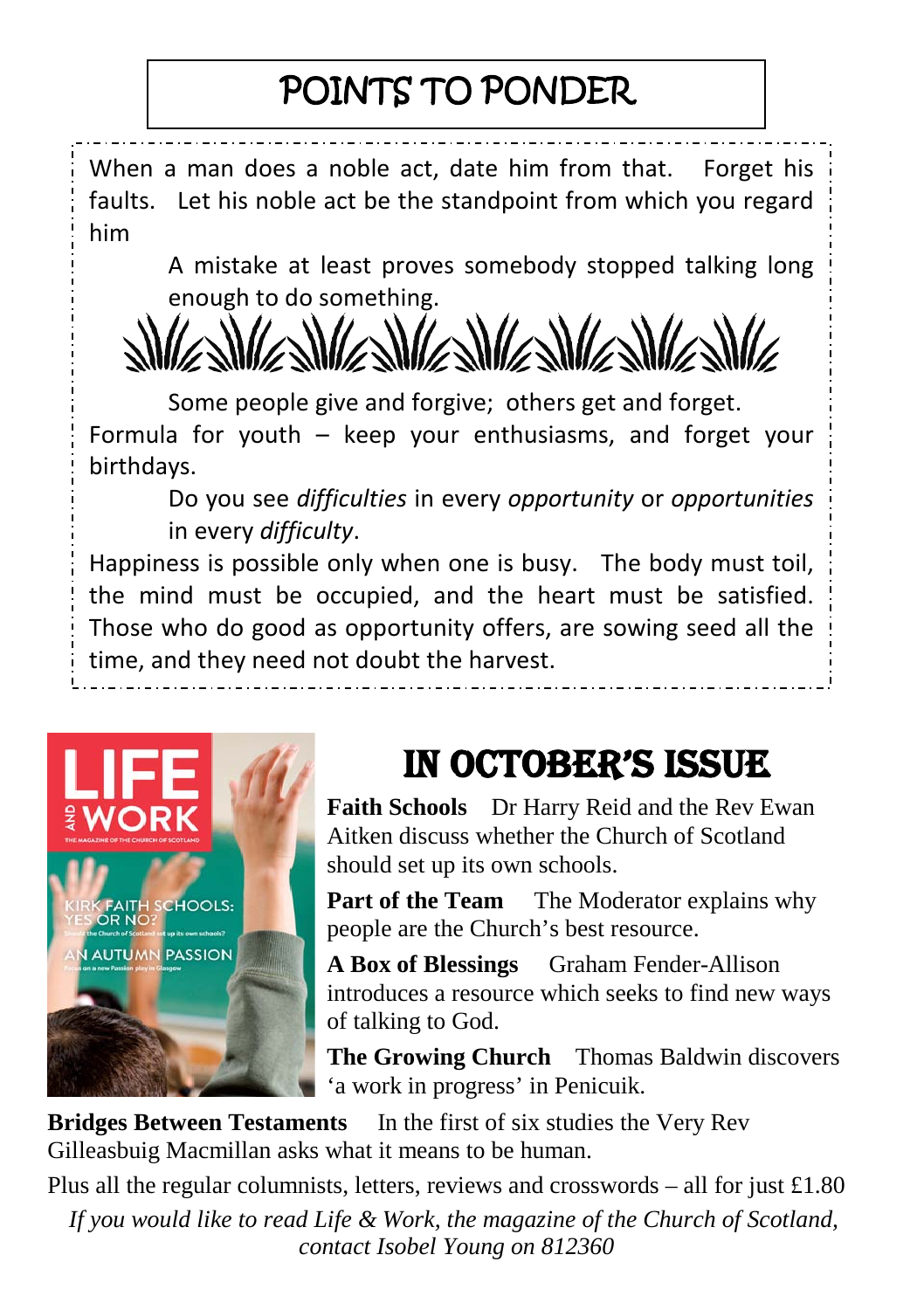# POINTS TO PONDER

When a man does a noble act, date him from that. Forget his faults. Let his noble act be the standpoint from which you regard him

A mistake at least proves somebody stopped talking long enough to do something.

Some people give and forgive; others get and forget.

Formula for youth – keep your enthusiasms, and forget your birthdays.

Do you see *difficulties* in every *opportunity* or *opportunities* in every *difficulty*.

Happiness is possible only when one is busy. The body must toil, the mind must be occupied, and the heart must be satisfied. Those who do good as opportunity offers, are sowing seed all the time, and they need not doubt the harvest.

## IN OCTOBER'S ISSUE

**Faith Schools** Dr Harry Reid and the Rev Ewan Aitken discuss whether the Church of Scotland should set up its own schools.

**Part of the Team** The Moderator explains why people are the Church's best resource.

**A Box of Blessings** Graham Fender-Allison introduces a resource which seeks to find new ways of talking to God.

**The Growing Church** Thomas Baldwin discovers 'a work in progress' in Penicuik.

**Bridges Between Testaments** In the first of six studies the Very Rev Gilleasbuig Macmillan asks what it means to be human.

Plus all the regular columnists, letters, reviews and crosswords – all for just £1.80

*If you would like to read Life & Work, the magazine of the Church of Scotland, contact Isobel Young on 812360*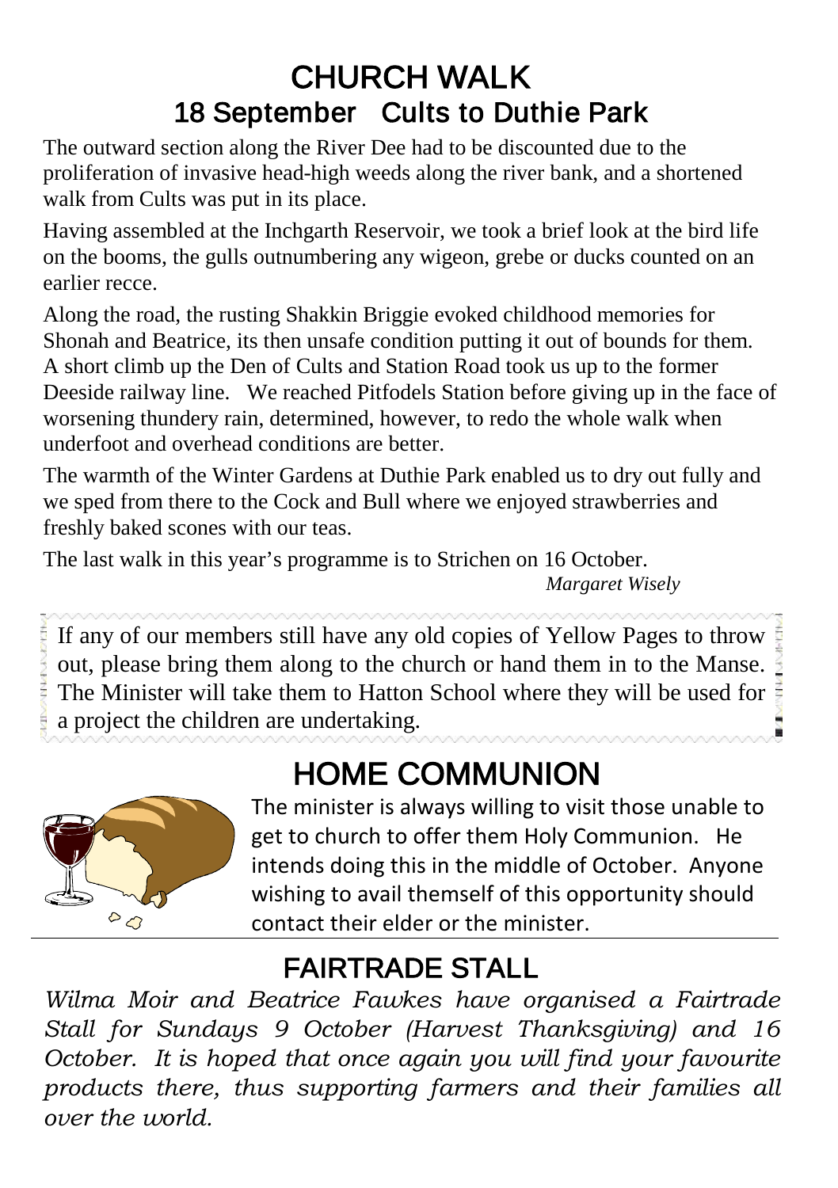# CHURCH WALK

## 18 September Cults to Duthie Park

The outward section along the River Dee had to be discounted due to the proliferation of invasive head-high weeds along the river bank, and a shortened walk from Cults was put in its place.

Having assembled at the Inchgarth Reservoir, we took a brief look at the bird life on the booms, the gulls outnumbering any wigeon, grebe or ducks counted on an earlier recce.

Along the road, the rusting Shakkin Briggie evoked childhood memories for Shonah and Beatrice, its then unsafe condition putting it out of bounds for them. A short climb up the Den of Cults and Station Road took us up to the former Deeside railway line. We reached Pitfodels Station before giving up in the face of worsening thundery rain, determined, however, to redo the whole walk when underfoot and overhead conditions are better.

The warmth of the Winter Gardens at Duthie Park enabled us to dry out fully and we sped from there to the Cock and Bull where we enjoyed strawberries and freshly baked scones with our teas.

The last walk in this year's programme is to Strichen on 16 October.

*Margaret Wisely*

---

If any of our members still have any old copies of Yellow Pages to throw out, please bring them along to the church or hand them in to the Manse. The Minister will take them to Hatton School where they will be used for a project the children are undertaking.

---

# HOME COMMUNION

The minister is always willing to visit those unable to get to church to offer them Holy Communion. He intends doing this in the middle of October. Anyone wishing to avail themself of this opportunity should contact their elder or the minister.

---

## FAIRTRADE STALL

*Wilma Moir and Beatrice Fawkes have organised a Fairtrade Stall for Sundays 9 October (Harvest Thanksgiving) and 16 October. It is hoped that once again you will find your favourite products there, thus supporting farmers and their families all over the world.*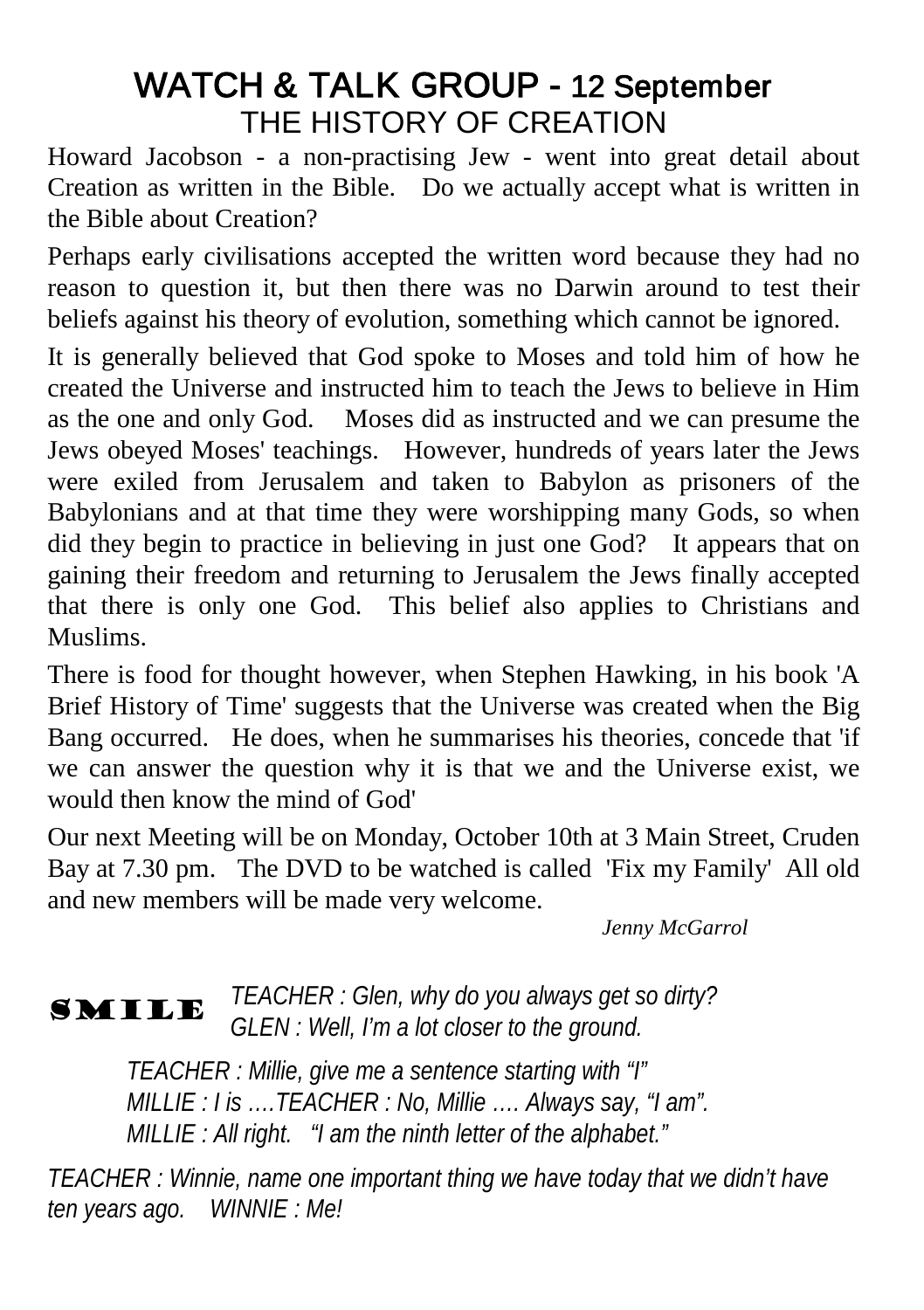# WATCH & TALK GROUP - 12 September

## THE HISTORY OF CREATION

Howard Jacobson - a non-practising Jew - went into great detail about Creation as written in the Bible. Do we actually accept what is written in the Bible about Creation?

Perhaps early civilisations accepted the written word because they had no reason to question it, but then there was no Darwin around to test their beliefs against his theory of evolution, something which cannot be ignored.

It is generally believed that God spoke to Moses and told him of how he created the Universe and instructed him to teach the Jews to believe in Him as the one and only God. Moses did as instructed and we can presume the Jews obeyed Moses' teachings. However, hundreds of years later the Jews were exiled from Jerusalem and taken to Babylon as prisoners of the Babylonians and at that time they were worshipping many Gods, so when did they begin to practice in believing in just one God? It appears that on gaining their freedom and returning to Jerusalem the Jews finally accepted that there is only one God. This belief also applies to Christians and Muslims.

There is food for thought however, when Stephen Hawking, in his book 'A Brief History of Time' suggests that the Universe was created when the Big Bang occurred. He does, when he summarises his theories, concede that 'if we can answer the question why it is that we and the Universe exist, we would then know the mind of God'

Our next Meeting will be on Monday, October 10th at 3 Main Street, Cruden Bay at 7.30 pm. The DVD to be watched is called 'Fix my Family' All old and new members will be made very welcome.

*Jenny McGarrol*

**SMILE**

*TEACHER : Glen, why do you always get so dirty?*
*GLEN : Well, I'm a lot closer to the ground.*

*TEACHER : Millie, give me a sentence starting with "I"*
*MILLIE : I is ….TEACHER : No, Millie …. Always say, "I am".*
*MILLIE : All right. "I am the ninth letter of the alphabet."*

*TEACHER : Winnie, name one important thing we have today that we didn't have ten years ago. WINNIE : Me!*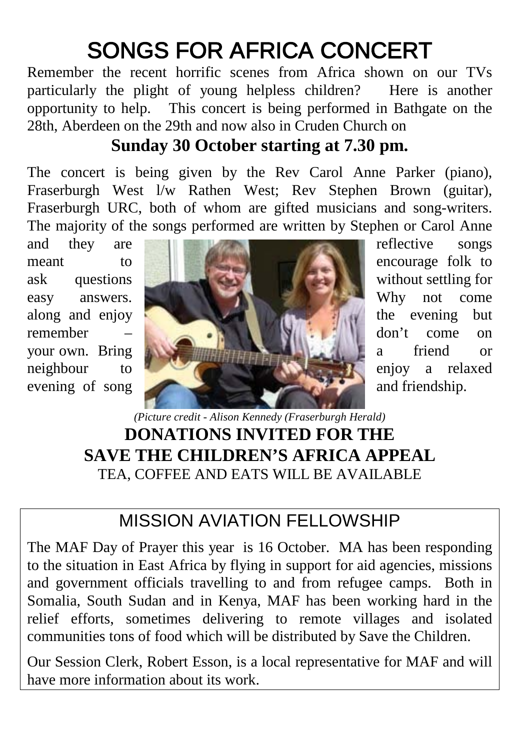# SONGS FOR AFRICA CONCERT

Remember the recent horrific scenes from Africa shown on our TVs particularly the plight of young helpless children? Here is another opportunity to help. This concert is being performed in Bathgate on the 28th, Aberdeen on the 29th and now also in Cruden Church on

**Sunday 30 October starting at 7.30 pm.**

The concert is being given by the Rev Carol Anne Parker (piano), Fraserburgh West l/w Rathen West; Rev Stephen Brown (guitar), Fraserburgh URC, both of whom are gifted musicians and song-writers. The majority of the songs performed are written by Stephen or Carol Anne and they are reflective songs meant to encourage folk to ask questions without settling for easy answers. Why not come along and enjoy the evening but remember – don't come on your own. Bring a friend or neighbour to enjoy a relaxed evening of song and friendship.

*(Picture credit - Alison Kennedy (Fraserburgh Herald)*

**DONATIONS INVITED FOR THE SAVE THE CHILDREN'S AFRICA APPEAL**

TEA, COFFEE AND EATS WILL BE AVAILABLE

## MISSION AVIATION FELLOWSHIP

The MAF Day of Prayer this year is 16 October. MA has been responding to the situation in East Africa by flying in support for aid agencies, missions and government officials travelling to and from refugee camps. Both in Somalia, South Sudan and in Kenya, MAF has been working hard in the relief efforts, sometimes delivering to remote villages and isolated communities tons of food which will be distributed by Save the Children.

Our Session Clerk, Robert Esson, is a local representative for MAF and will have more information about its work.